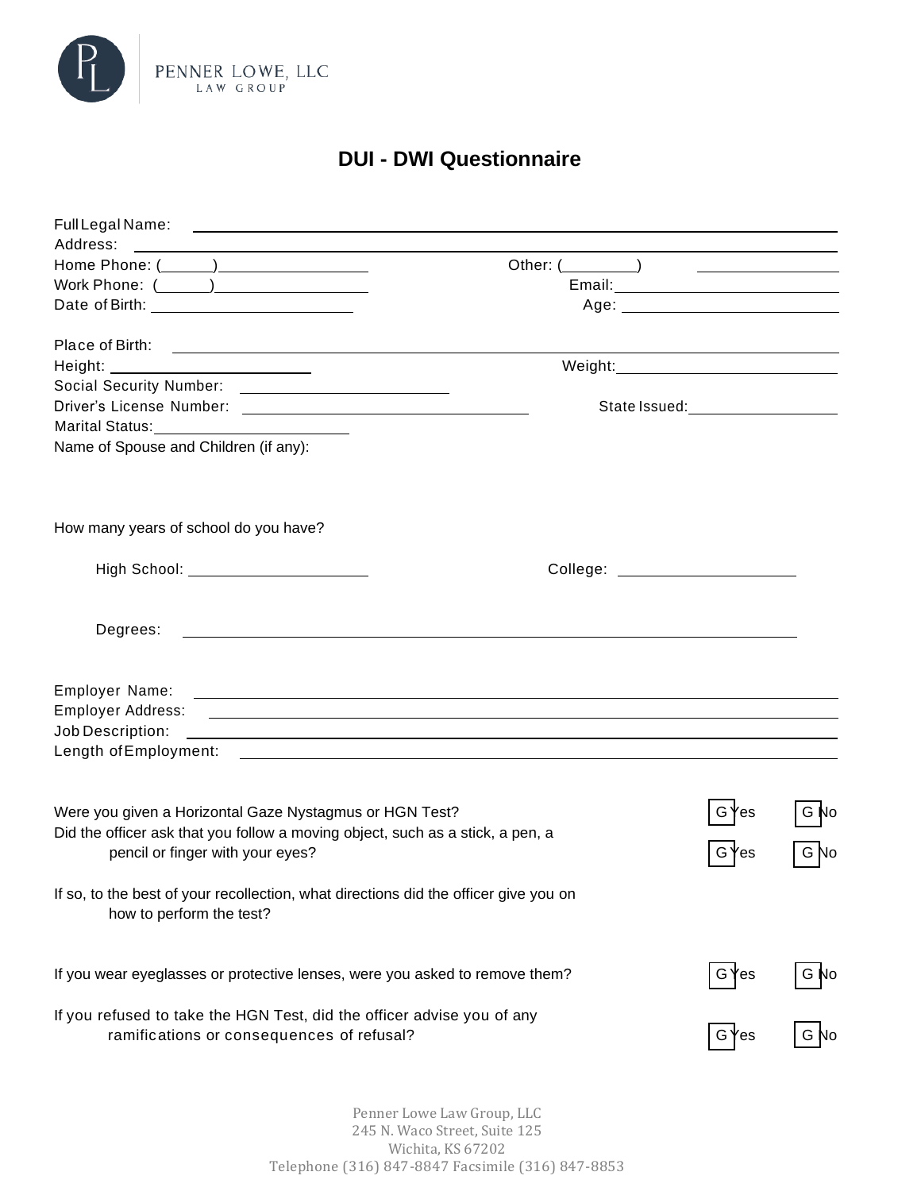PENNER LOWE, LLC
LAW GROUP

# DUI - DWI Questionnaire

Full Legal Name: ____________________________________________

Address: ____________________________________________

Home Phone: (______) ________________ Other: (________) ________________

Work Phone: (______) ________________ Email: ________________

Date of Birth: ________________ Age: ________________

Place of Birth: ____________________________________________

Height: ________________ Weight: ________________

Social Security Number: ________________

Driver's License Number: ________________ State Issued: ________________

Marital Status: ________________

Name of Spouse and Children (if any):

How many years of school do you have?

High School: ________________ College: ________________

Degrees: ____________________________________________

Employer Name: ____________________________________________

Employer Address: ____________________________________________

Job Description: ____________________________________________

Length of Employment: ____________________________________________

Were you given a Horizontal Gaze Nystagmus or HGN Test? ☐ Yes ☐ No

Did the officer ask that you follow a moving object, such as a stick, a pen, a pencil or finger with your eyes? ☐ Yes ☐ No

If so, to the best of your recollection, what directions did the officer give you on how to perform the test?

If you wear eyeglasses or protective lenses, were you asked to remove them? ☐ Yes ☐ No

If you refused to take the HGN Test, did the officer advise you of any ramifications or consequences of refusal? ☐ Yes ☐ No

Penner Lowe Law Group, LLC
245 N. Waco Street, Suite 125
Wichita, KS 67202
Telephone (316) 847-8847 Facsimile (316) 847-8853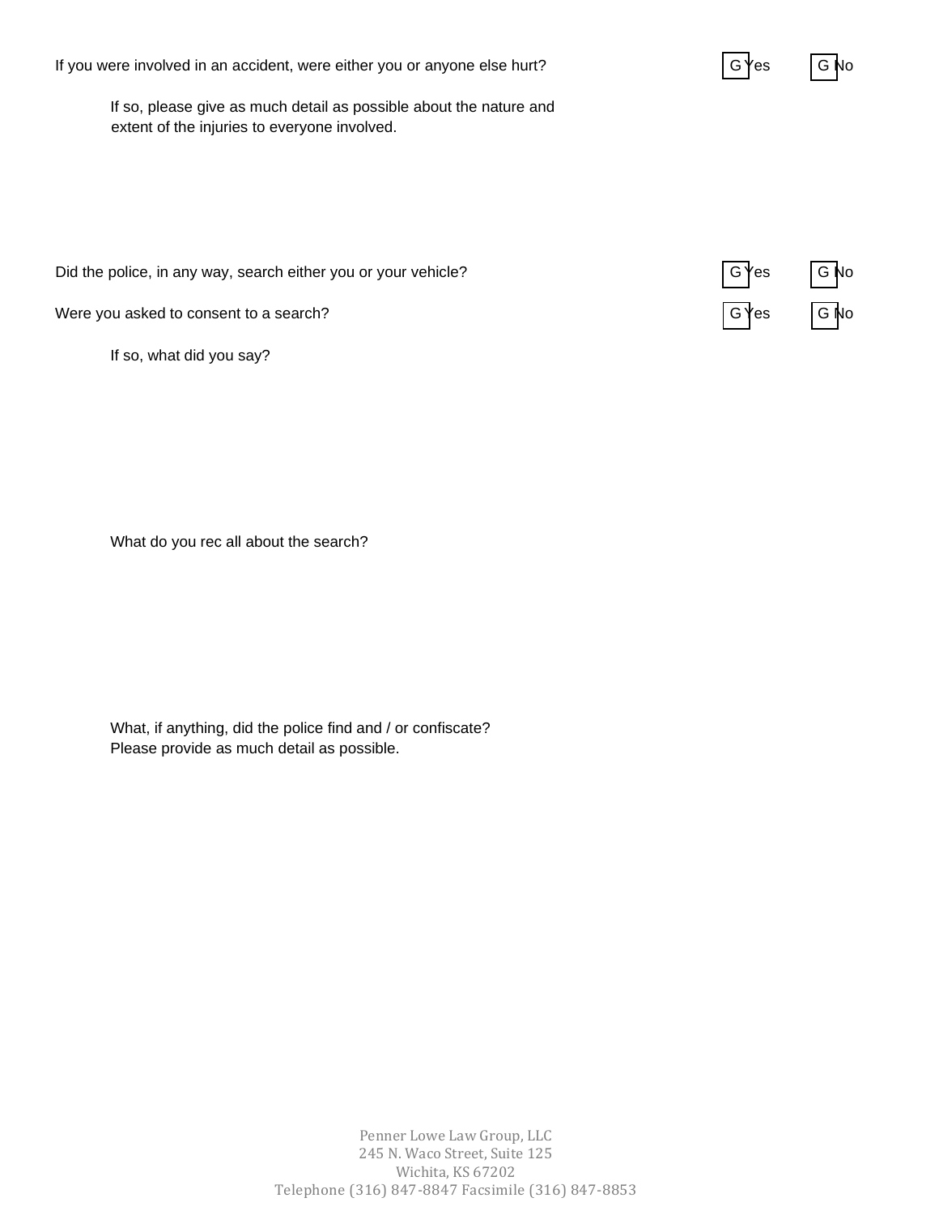If you were involved in an accident, were either you or anyone else hurt? G Yes G No

If so, please give as much detail as possible about the nature and extent of the injuries to everyone involved.

Did the police, in any way, search either you or your vehicle? G Yes G No

Were you asked to consent to a search? G Yes G No

If so, what did you say?

What do you rec all about the search?

What, if anything, did the police find and / or confiscate? Please provide as much detail as possible.

Penner Lowe Law Group, LLC
245 N. Waco Street, Suite 125
Wichita, KS 67202
Telephone (316) 847-8847 Facsimile (316) 847-8853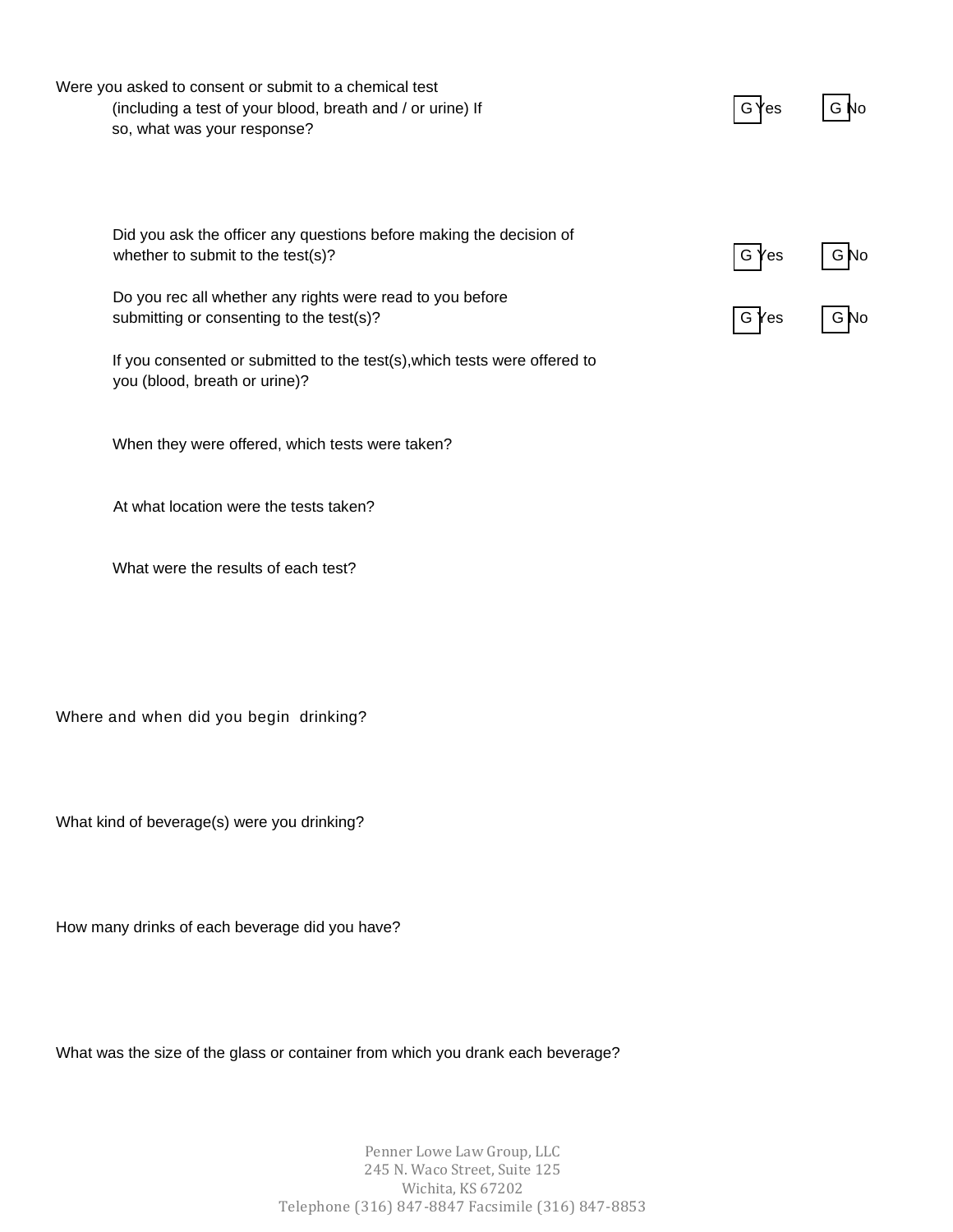Were you asked to consent or submit to a chemical test (including a test of your blood, breath and / or urine) If so, what was your response?

G Yes G No

Did you ask the officer any questions before making the decision of whether to submit to the test(s)?

G Yes G No

Do you rec all whether any rights were read to you before submitting or consenting to the test(s)?

G Yes G No

If you consented or submitted to the test(s),which tests were offered to you (blood, breath or urine)?

When they were offered, which tests were taken?

At what location were the tests taken?

What were the results of each test?

Where and when did you begin drinking?

What kind of beverage(s) were you drinking?

How many drinks of each beverage did you have?

What was the size of the glass or container from which you drank each beverage?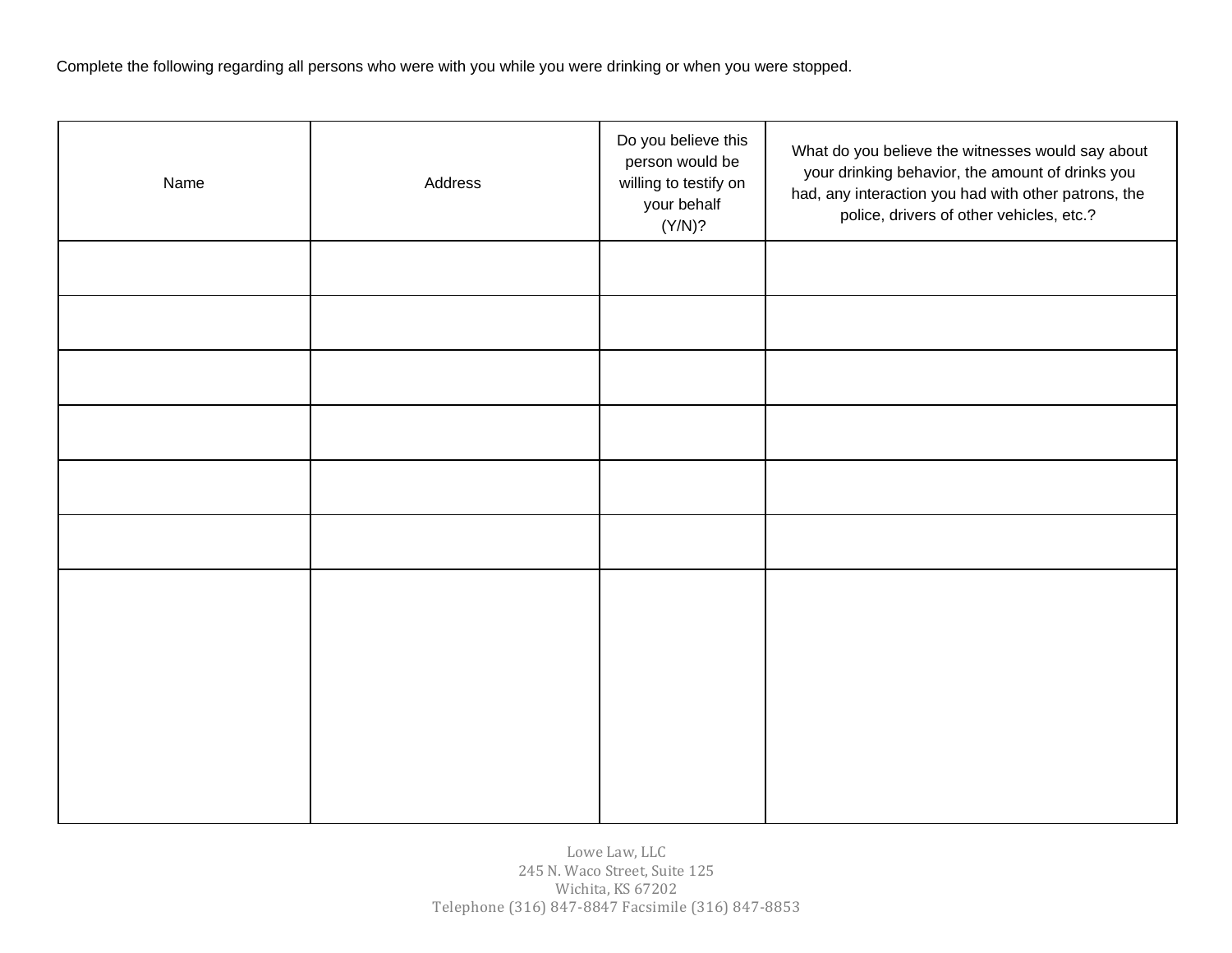Complete the following regarding all persons who were with you while you were drinking or when you were stopped.

| Name | Address | Do you believe this person would be willing to testify on your behalf (Y/N)? | What do you believe the witnesses would say about your drinking behavior, the amount of drinks you had, any interaction you had with other patrons, the police, drivers of other vehicles, etc.? |
|---|---|---|---|
| | | | |
| | | | |
| | | | |
| | | | |
| | | | |
| | | | |
| | | | |

Lowe Law, LLC
245 N. Waco Street, Suite 125
Wichita, KS 67202
Telephone (316) 847-8847 Facsimile (316) 847-8853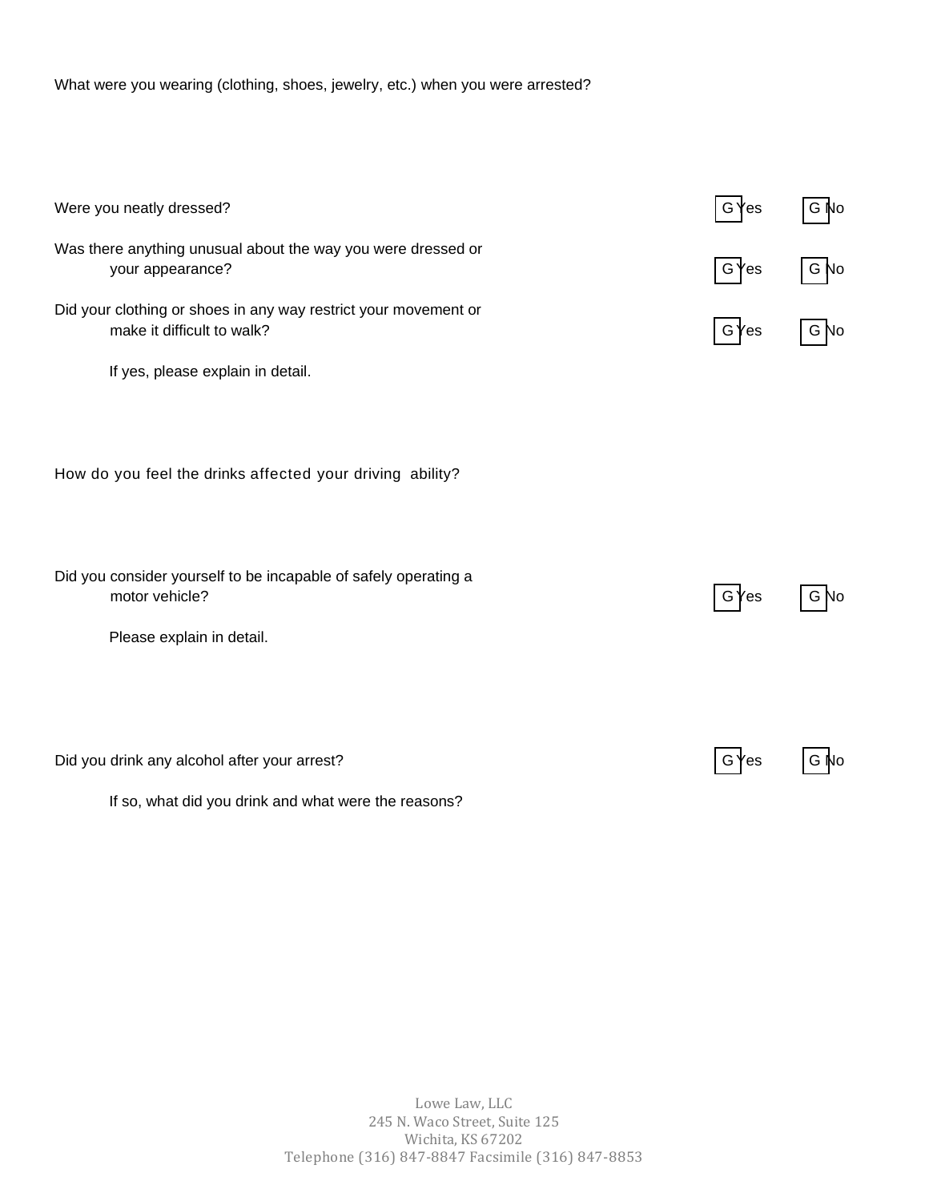What were you wearing (clothing, shoes, jewelry, etc.) when you were arrested?

Were you neatly dressed? ☐ Yes ☐ No

Was there anything unusual about the way you were dressed or your appearance? ☐ Yes ☐ No

Did your clothing or shoes in any way restrict your movement or make it difficult to walk? ☐ Yes ☐ No

If yes, please explain in detail.

How do you feel the drinks affected your driving ability?

Did you consider yourself to be incapable of safely operating a motor vehicle? ☐ Yes ☐ No

Please explain in detail.

Did you drink any alcohol after your arrest? ☐ Yes ☐ No

If so, what did you drink and what were the reasons?

Lowe Law, LLC
245 N. Waco Street, Suite 125
Wichita, KS 67202
Telephone (316) 847-8847 Facsimile (316) 847-8853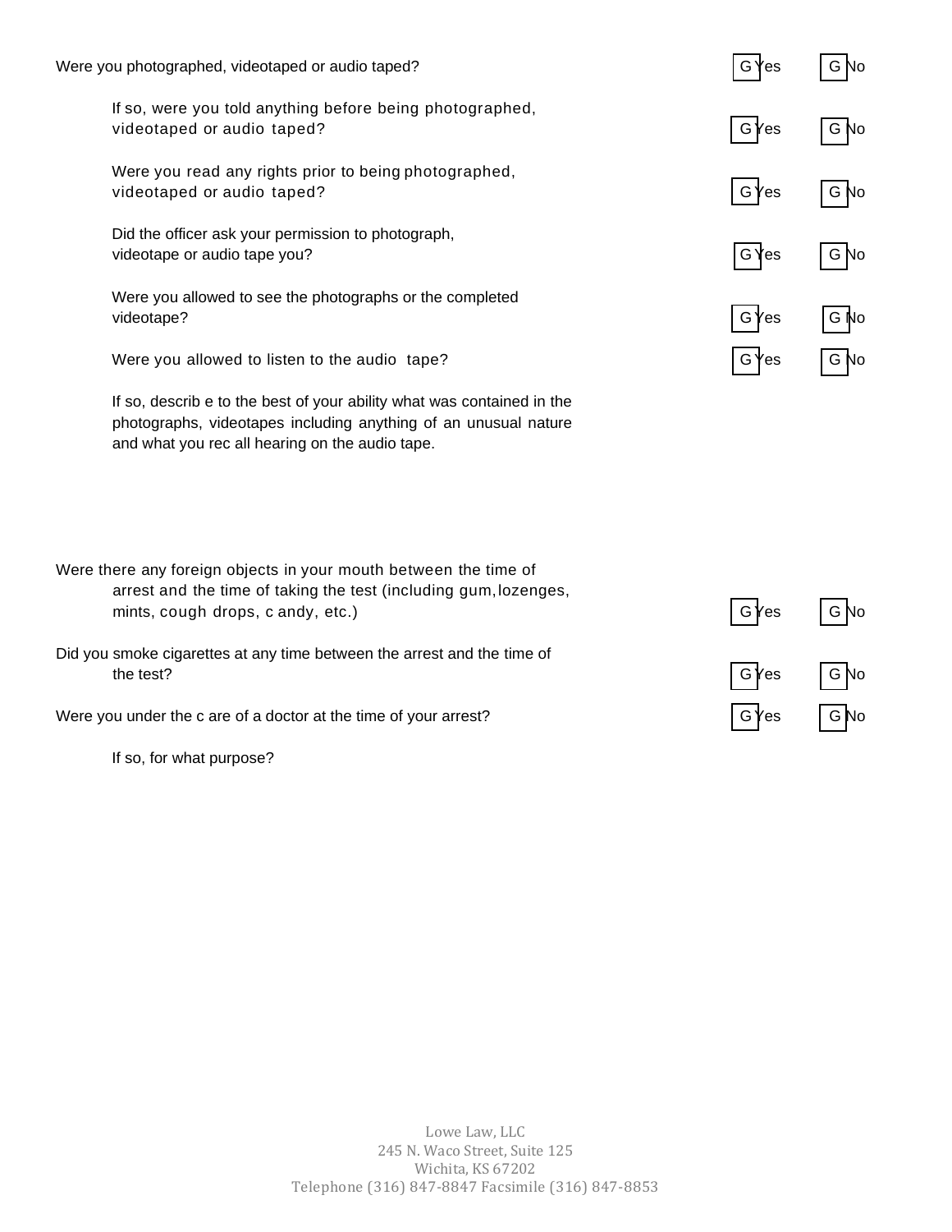Were you photographed, videotaped or audio taped? G Yes G No

If so, were you told anything before being photographed, videotaped or audio taped? G Yes G No

Were you read any rights prior to being photographed, videotaped or audio taped? G Yes G No

Did the officer ask your permission to photograph, videotape or audio tape you? G Yes G No

Were you allowed to see the photographs or the completed videotape? G Yes G No

Were you allowed to listen to the audio tape? G Yes G No

If so, describ e to the best of your ability what was contained in the photographs, videotapes including anything of an unusual nature and what you rec all hearing on the audio tape.

Were there any foreign objects in your mouth between the time of arrest and the time of taking the test (including gum, lozenges, mints, cough drops, c andy, etc.) G Yes G No

Did you smoke cigarettes at any time between the arrest and the time of the test? G Yes G No

Were you under the c are of a doctor at the time of your arrest? G Yes G No

If so, for what purpose?

Lowe Law, LLC
245 N. Waco Street, Suite 125
Wichita, KS 67202
Telephone (316) 847-8847 Facsimile (316) 847-8853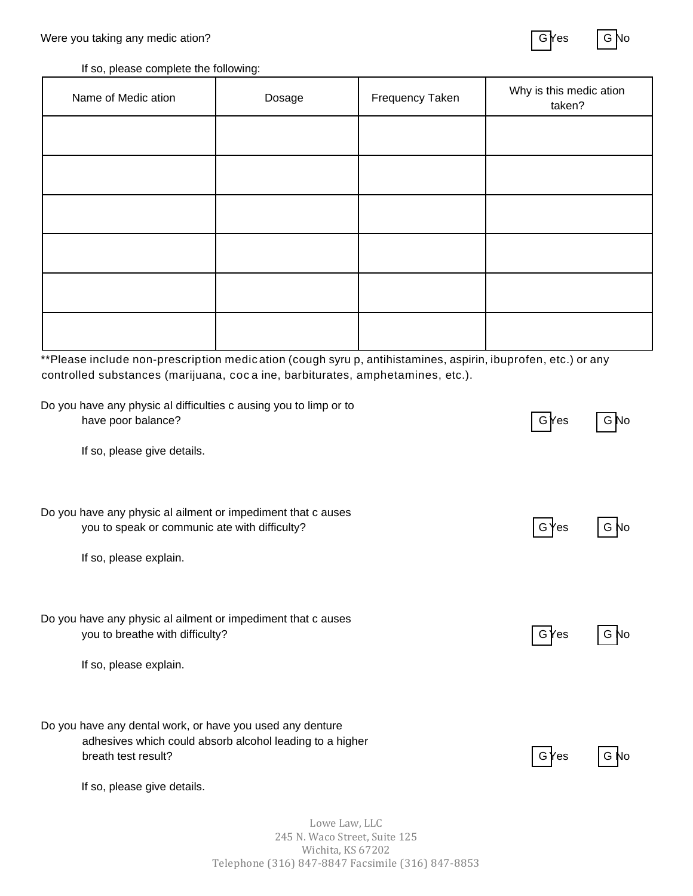Were you taking any medication? ☐ Yes ☐ No

If so, please complete the following:

| Name of Medication | Dosage | Frequency Taken | Why is this medication taken? |
|---|---|---|---|
| | | | |
| | | | |
| | | | |
| | | | |
| | | | |
| | | | |

**Please include non-prescription medication (cough syrup, antihistamines, aspirin, ibuprofen, etc.) or any controlled substances (marijuana, cocaine, barbiturates, amphetamines, etc.).

Do you have any physical difficulties causing you to limp or to have poor balance? ☐ Yes ☐ No

If so, please give details.

Do you have any physical ailment or impediment that causes you to speak or communicate with difficulty? ☐ Yes ☐ No

If so, please explain.

Do you have any physical ailment or impediment that causes you to breathe with difficulty? ☐ Yes ☐ No

If so, please explain.

Do you have any dental work, or have you used any denture adhesives which could absorb alcohol leading to a higher breath test result? ☐ Yes ☐ No

If so, please give details.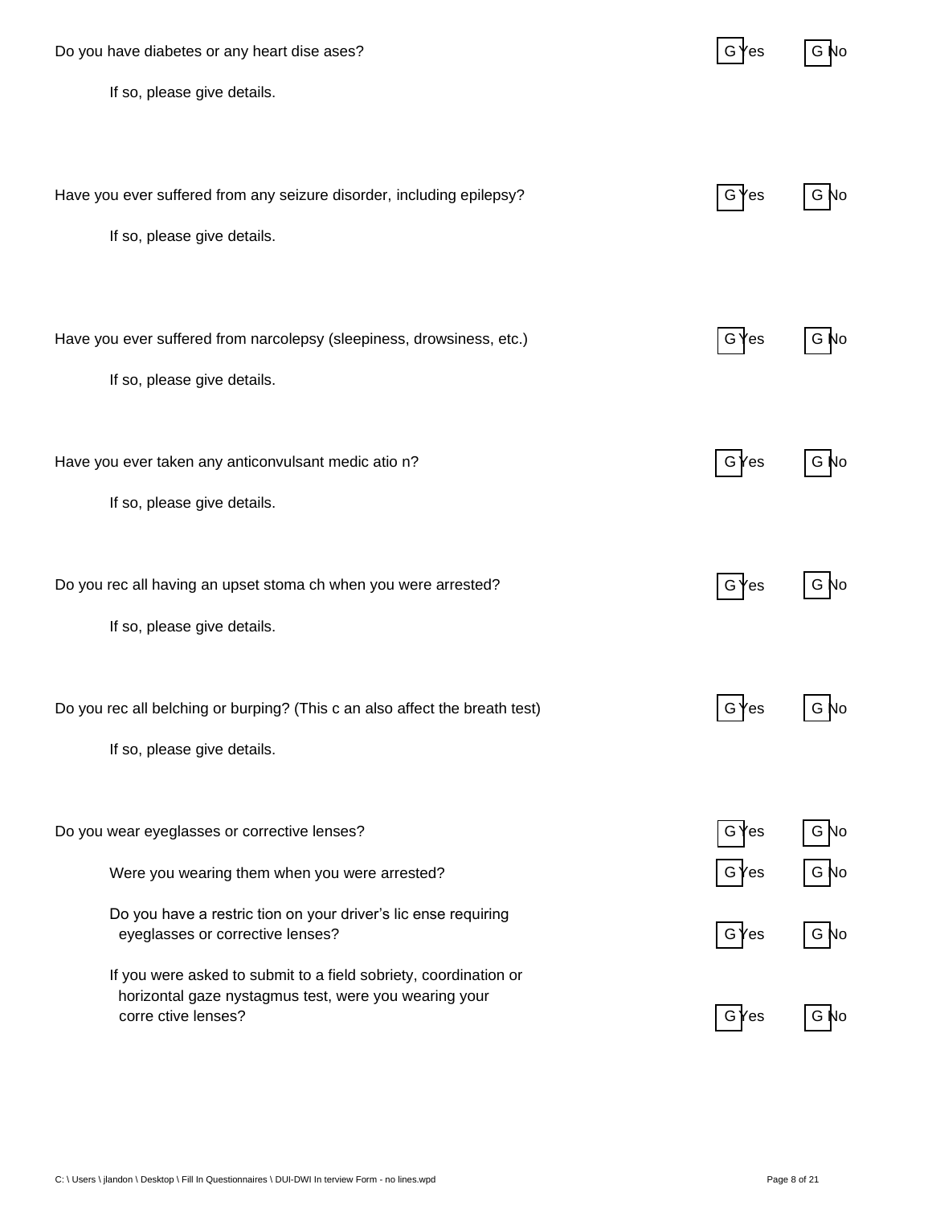Do you have diabetes or any heart dise ases? ☐ Yes ☐ No

If so, please give details.

Have you ever suffered from any seizure disorder, including epilepsy? ☐ Yes ☐ No

If so, please give details.

Have you ever suffered from narcolepsy (sleepiness, drowsiness, etc.) ☐ Yes ☐ No

If so, please give details.

Have you ever taken any anticonvulsant medic atio n? ☐ Yes ☐ No

If so, please give details.

Do you rec all having an upset stoma ch when you were arrested? ☐ Yes ☐ No

If so, please give details.

Do you rec all belching or burping? (This c an also affect the breath test) ☐ Yes ☐ No

If so, please give details.

Do you wear eyeglasses or corrective lenses? ☐ Yes ☐ No

Were you wearing them when you were arrested? ☐ Yes ☐ No

Do you have a restric tion on your driver's lic ense requiring eyeglasses or corrective lenses? ☐ Yes ☐ No

If you were asked to submit to a field sobriety, coordination or horizontal gaze nystagmus test, were you wearing your corre ctive lenses? ☐ Yes ☐ No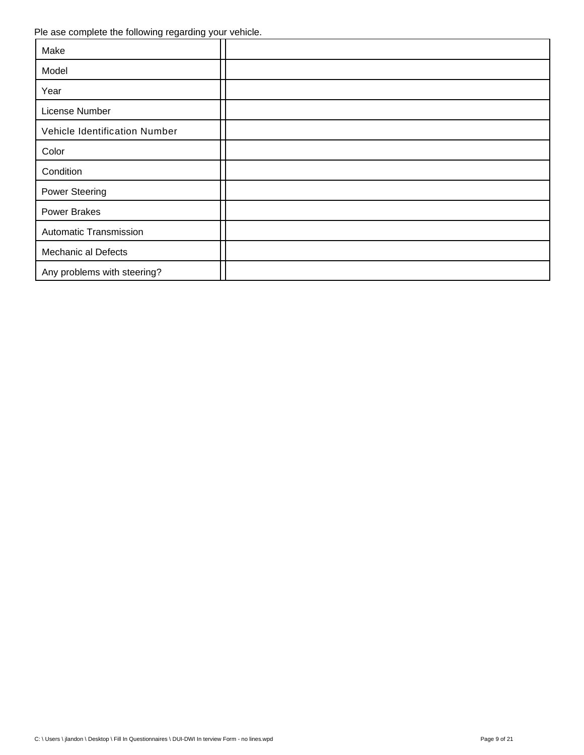Ple ase complete the following regarding your vehicle.

| | |
|---|---|
| Make | |
| Model | |
| Year | |
| License Number | |
| Vehicle Identification Number | |
| Color | |
| Condition | |
| Power Steering | |
| Power Brakes | |
| Automatic Transmission | |
| Mechanic al Defects | |
| Any problems with steering? | |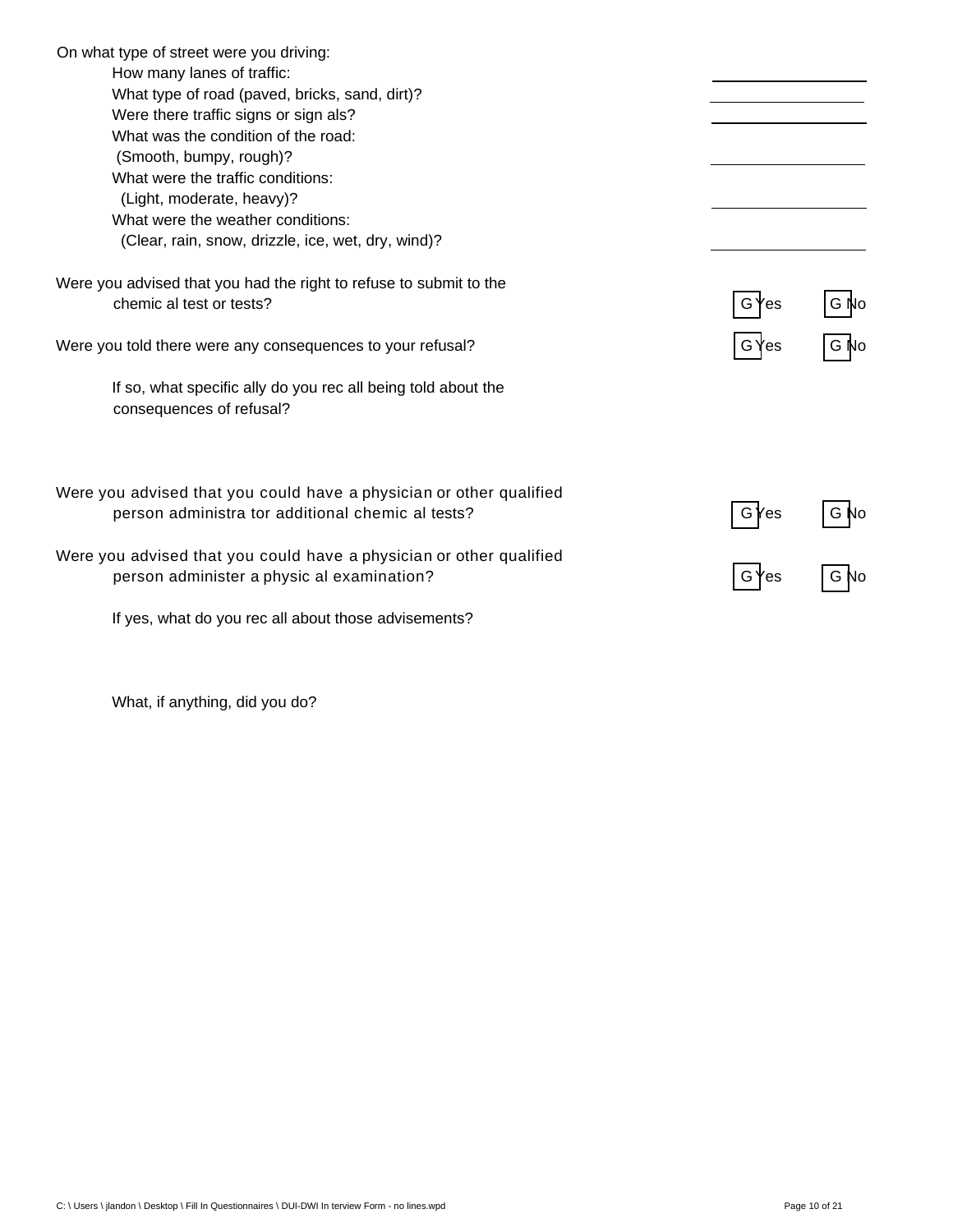On what type of street were you driving:

How many lanes of traffic: \_\_\_\_\_\_\_\_\_\_\_\_\_\_\_\_

What type of road (paved, bricks, sand, dirt)? \_\_\_\_\_\_\_\_\_\_\_\_\_\_\_\_

Were there traffic signs or sign als? \_\_\_\_\_\_\_\_\_\_\_\_\_\_\_\_

What was the condition of the road:
(Smooth, bumpy, rough)? \_\_\_\_\_\_\_\_\_\_\_\_\_\_\_\_

What were the traffic conditions:
(Light, moderate, heavy)? \_\_\_\_\_\_\_\_\_\_\_\_\_\_\_\_

What were the weather conditions:
(Clear, rain, snow, drizzle, ice, wet, dry, wind)? \_\_\_\_\_\_\_\_\_\_\_\_\_\_\_\_

Were you advised that you had the right to refuse to submit to the chemic al test or tests? G Yes G No

Were you told there were any consequences to your refusal? G Yes G No

If so, what specific ally do you rec all being told about the consequences of refusal?

Were you advised that you could have a physician or other qualified person administra tor additional chemic al tests? G Yes G No

Were you advised that you could have a physician or other qualified person administer a physic al examination? G Yes G No

If yes, what do you rec all about those advisements?

What, if anything, did you do?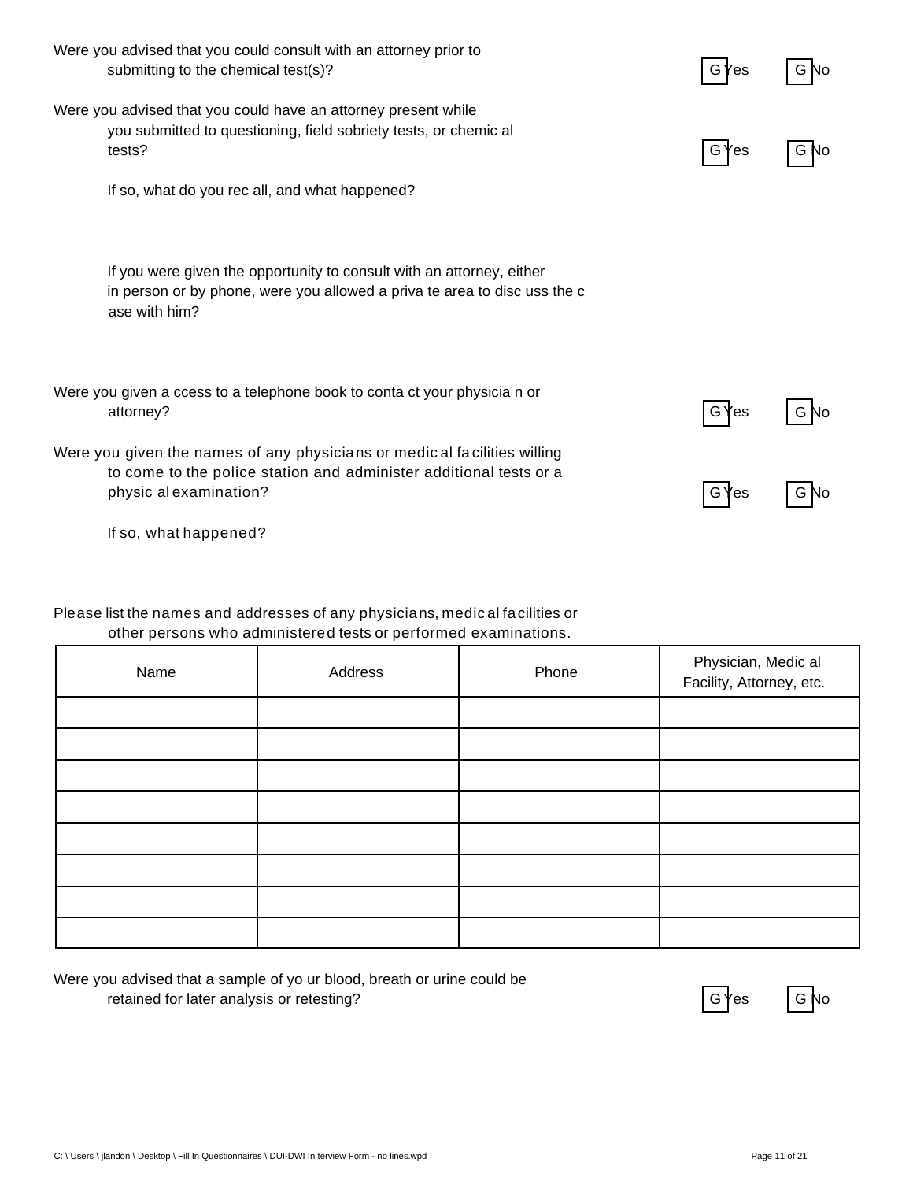Were you advised that you could consult with an attorney prior to submitting to the chemical test(s)? ☐ Yes ☐ No

Were you advised that you could have an attorney present while you submitted to questioning, field sobriety tests, or chemical tests? ☐ Yes ☐ No

If so, what do you recall, and what happened?

If you were given the opportunity to consult with an attorney, either in person or by phone, were you allowed a private area to discuss the case with him?

Were you given access to a telephone book to contact your physician or attorney? ☐ Yes ☐ No

Were you given the names of any physicians or medical facilities willing to come to the police station and administer additional tests or a physical examination? ☐ Yes ☐ No

If so, what happened?

Please list the names and addresses of any physicians, medical facilities or other persons who administered tests or performed examinations.

| Name | Address | Phone | Physician, Medical Facility, Attorney, etc. |
|---|---|---|---|
| | | | |
| | | | |
| | | | |
| | | | |
| | | | |
| | | | |
| | | | |
| | | | |

Were you advised that a sample of your blood, breath or urine could be retained for later analysis or retesting? ☐ Yes ☐ No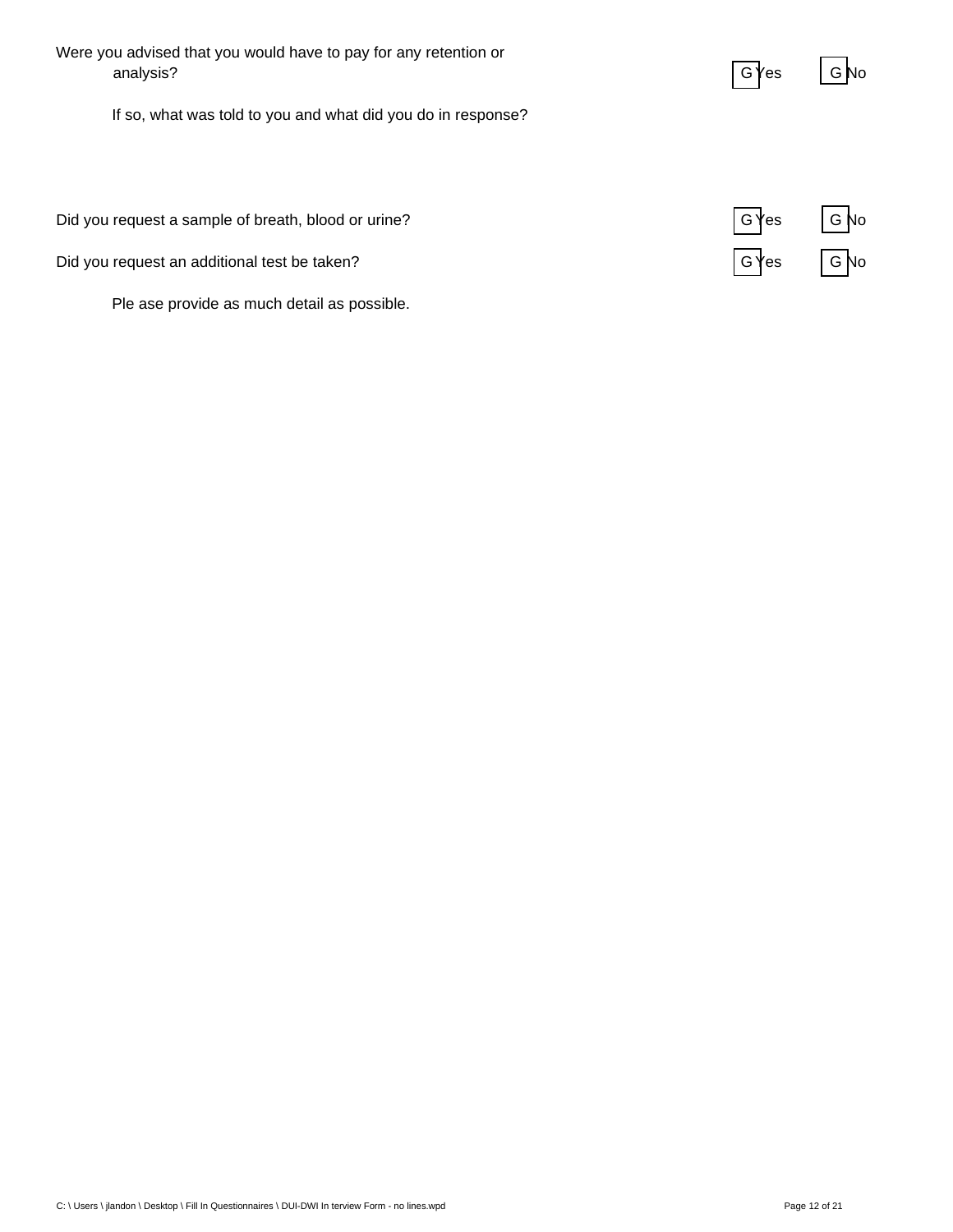Were you advised that you would have to pay for any retention or analysis? G Yes G No

If so, what was told to you and what did you do in response?

Did you request a sample of breath, blood or urine? G Yes G No

Did you request an additional test be taken? G Yes G No

Ple ase provide as much detail as possible.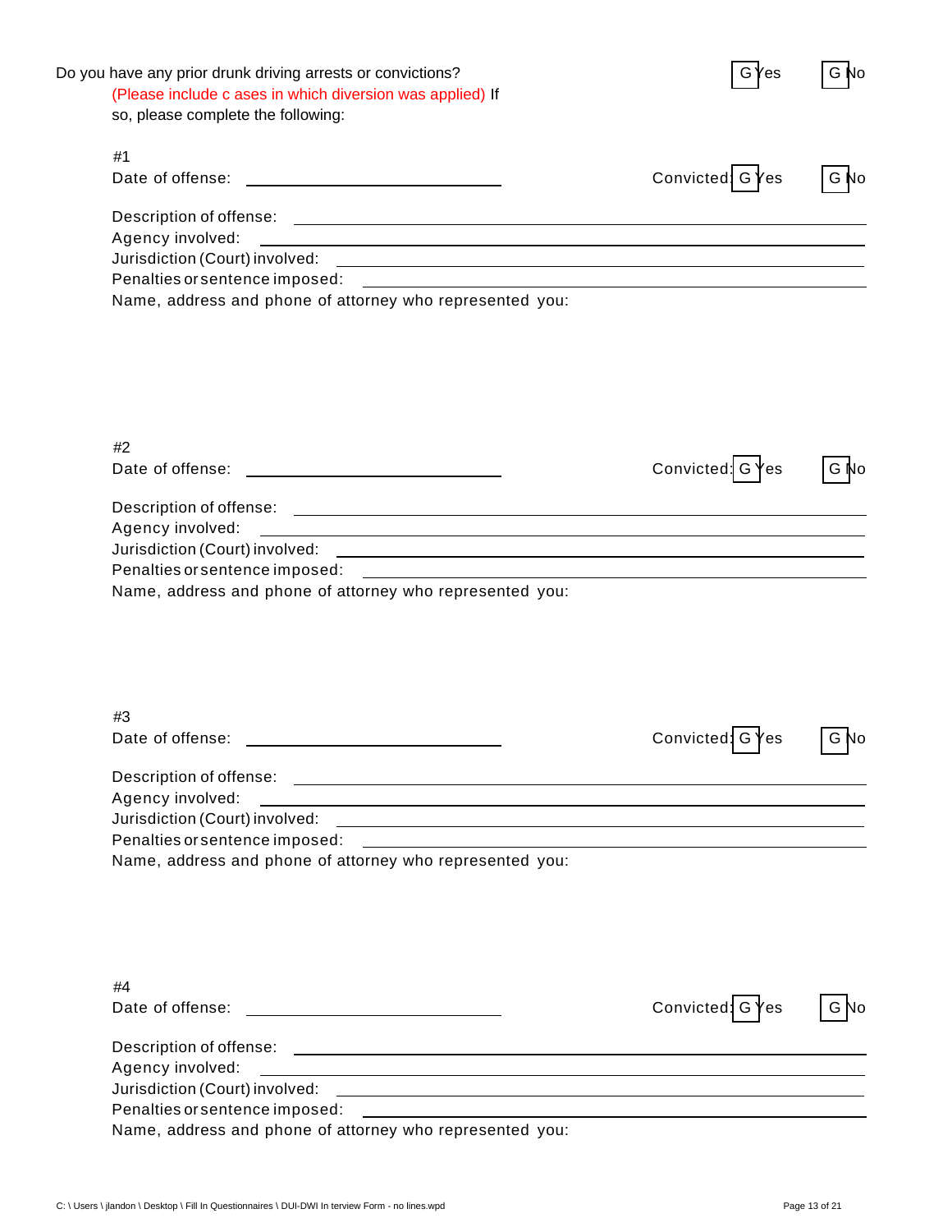Do you have any prior drunk driving arrests or convictions? G Yes G No

(Please include c ases in which diversion was applied) If so, please complete the following:

#1

Date of offense: ______________________ Convicted: G Yes G No

Description of offense: ______________________

Agency involved: ______________________

Jurisdiction (Court) involved: ______________________

Penalties or sentence imposed: ______________________

Name, address and phone of attorney who represented you:

#2

Date of offense: ______________________ Convicted: G Yes G No

Description of offense: ______________________

Agency involved: ______________________

Jurisdiction (Court) involved: ______________________

Penalties or sentence imposed: ______________________

Name, address and phone of attorney who represented you:

#3

Date of offense: ______________________ Convicted: G Yes G No

Description of offense: ______________________

Agency involved: ______________________

Jurisdiction (Court) involved: ______________________

Penalties or sentence imposed: ______________________

Name, address and phone of attorney who represented you:

#4

Date of offense: ______________________ Convicted: G Yes G No

Description of offense: ______________________

Agency involved: ______________________

Jurisdiction (Court) involved: ______________________

Penalties or sentence imposed: ______________________

Name, address and phone of attorney who represented you: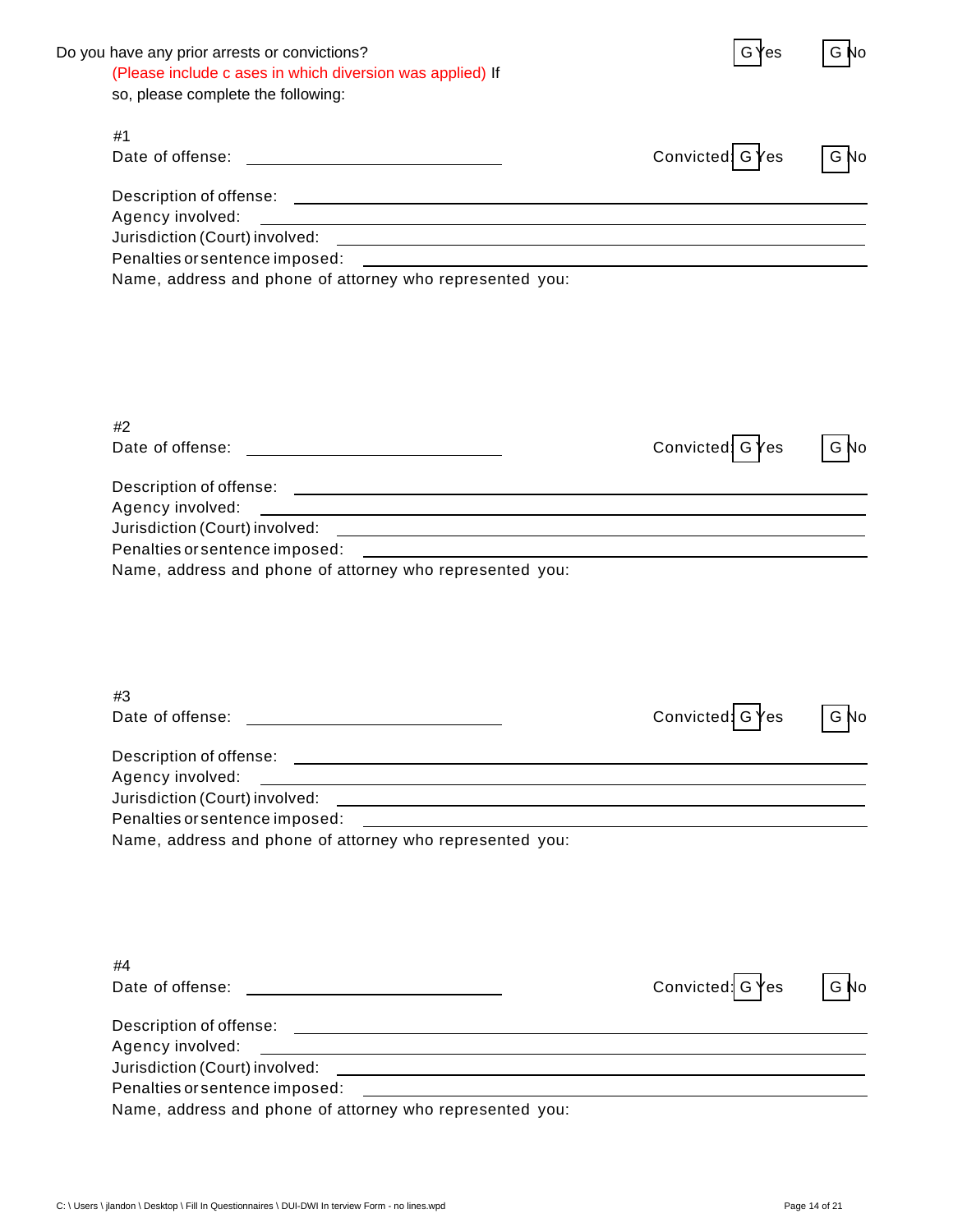Do you have any prior arrests or convictions? G Yes G No

(Please include c ases in which diversion was applied) If so, please complete the following:

#1

Date of offense: ______________________ Convicted: G Yes G No

Description of offense: ______________________

Agency involved: ______________________

Jurisdiction (Court) involved: ______________________

Penalties or sentence imposed: ______________________

Name, address and phone of attorney who represented you:

#2

Date of offense: ______________________ Convicted: G Yes G No

Description of offense: ______________________

Agency involved: ______________________

Jurisdiction (Court) involved: ______________________

Penalties or sentence imposed: ______________________

Name, address and phone of attorney who represented you:

#3

Date of offense: ______________________ Convicted: G Yes G No

Description of offense: ______________________

Agency involved: ______________________

Jurisdiction (Court) involved: ______________________

Penalties or sentence imposed: ______________________

Name, address and phone of attorney who represented you:

#4

Date of offense: ______________________ Convicted: G Yes G No

Description of offense: ______________________

Agency involved: ______________________

Jurisdiction (Court) involved: ______________________

Penalties or sentence imposed: ______________________

Name, address and phone of attorney who represented you: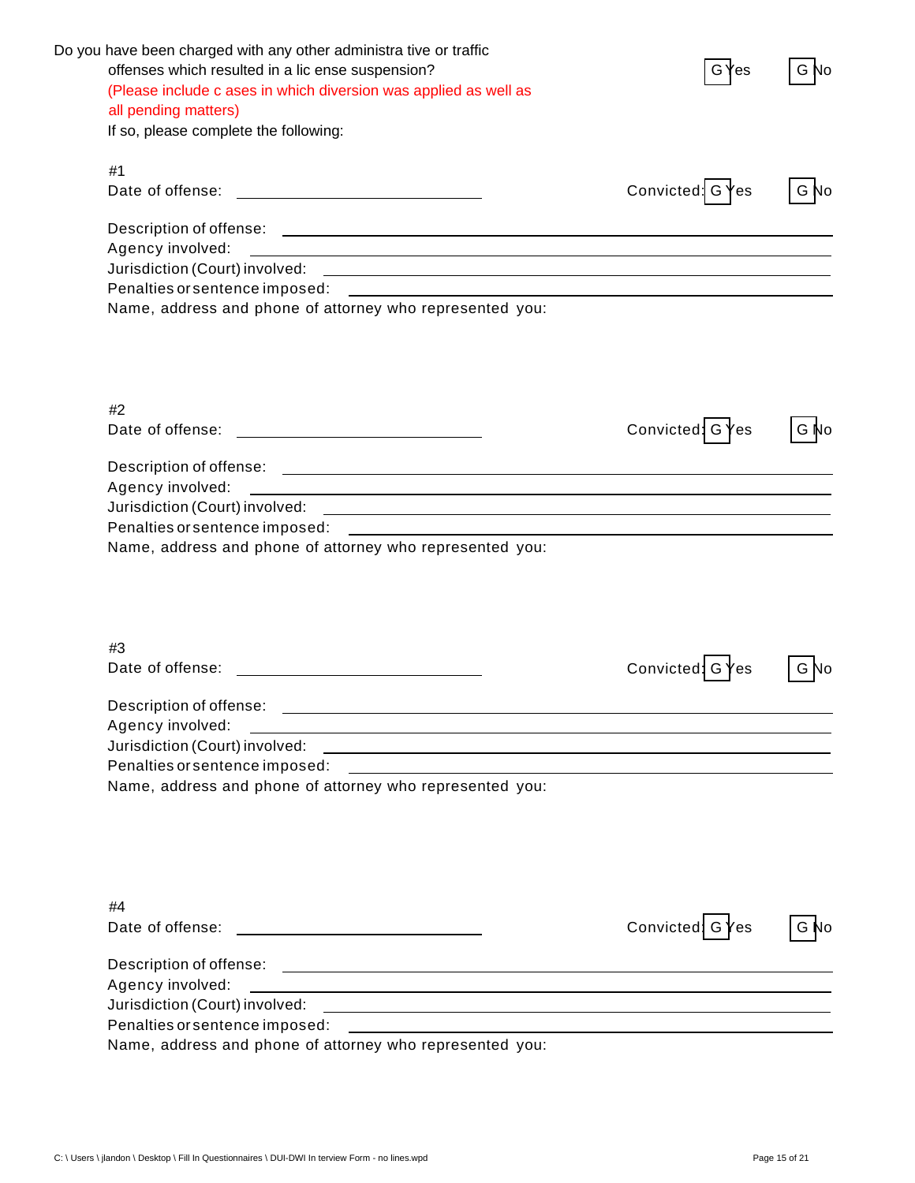Do you have been charged with any other administra tive or traffic offenses which resulted in a lic ense suspension? G Yes G No

(Please include c ases in which diversion was applied as well as all pending matters)

If so, please complete the following:

#1

Date of offense: ______________________ Convicted: G Yes G No

Description of offense: ______________________

Agency involved: ______________________

Jurisdiction (Court) involved: ______________________

Penalties or sentence imposed: ______________________

Name, address and phone of attorney who represented you:

#2

Date of offense: ______________________ Convicted: G Yes G No

Description of offense: ______________________

Agency involved: ______________________

Jurisdiction (Court) involved: ______________________

Penalties or sentence imposed: ______________________

Name, address and phone of attorney who represented you:

#3

Date of offense: ______________________ Convicted: G Yes G No

Description of offense: ______________________

Agency involved: ______________________

Jurisdiction (Court) involved: ______________________

Penalties or sentence imposed: ______________________

Name, address and phone of attorney who represented you:

#4

Date of offense: ______________________ Convicted: G Yes G No

Description of offense: ______________________

Agency involved: ______________________

Jurisdiction (Court) involved: ______________________

Penalties or sentence imposed: ______________________

Name, address and phone of attorney who represented you:

C: \ Users \ jlandon \ Desktop \ Fill In Questionnaires \ DUI-DWI In terview Form - no lines.wpd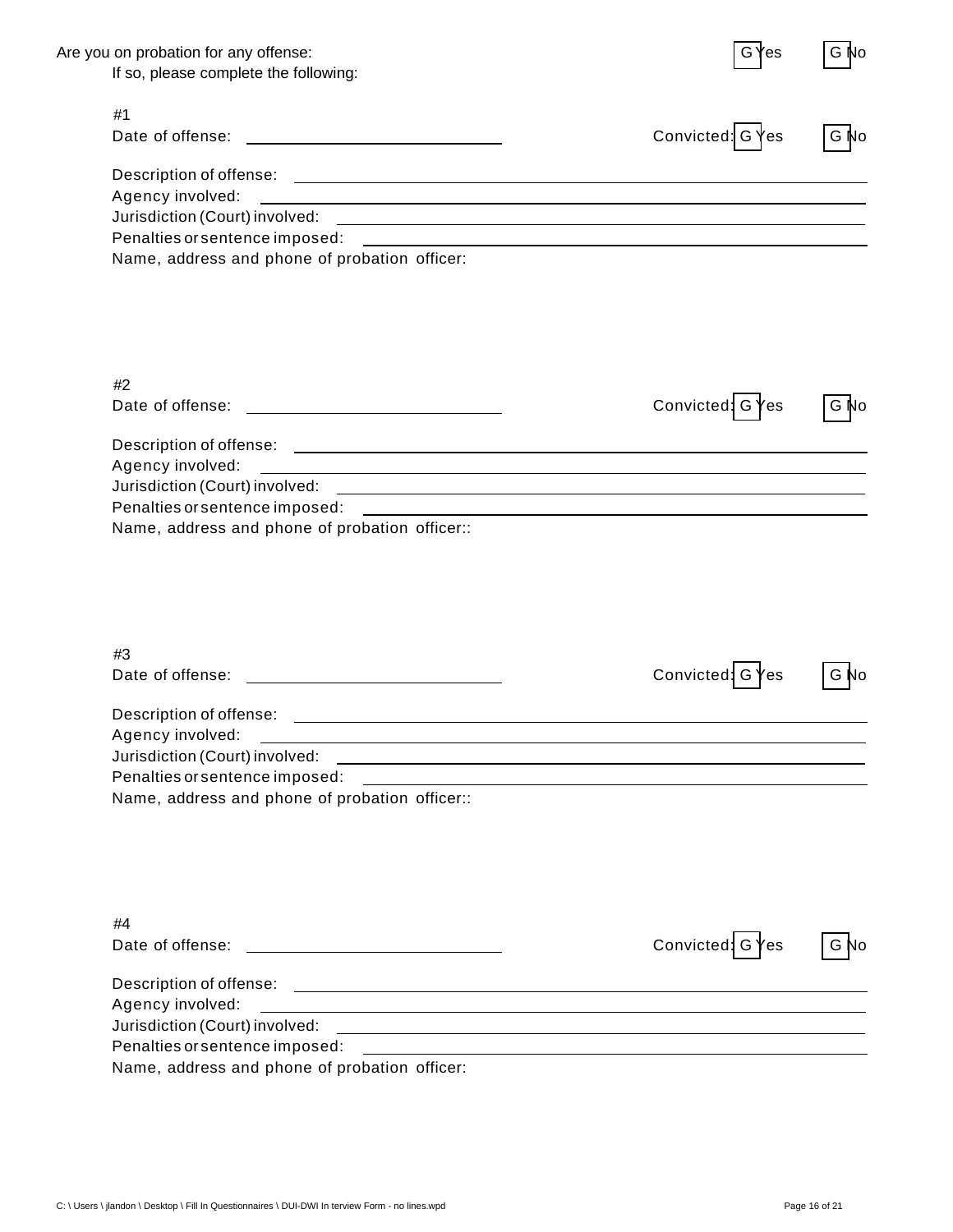Are you on probation for any offense: G Yes G No

If so, please complete the following:

#1

Date of offense: \_\_\_\_\_\_\_\_\_\_\_\_\_\_\_\_\_\_\_\_\_\_\_\_ Convicted: G Yes G No

Description of offense: \_\_\_\_\_\_\_\_\_\_\_\_\_\_\_\_\_\_\_\_\_\_\_\_\_\_\_\_\_\_\_\_\_\_\_\_\_\_\_\_\_\_\_\_

Agency involved: \_\_\_\_\_\_\_\_\_\_\_\_\_\_\_\_\_\_\_\_\_\_\_\_\_\_\_\_\_\_\_\_\_\_\_\_\_\_\_\_\_\_\_\_

Jurisdiction (Court) involved: \_\_\_\_\_\_\_\_\_\_\_\_\_\_\_\_\_\_\_\_\_\_\_\_\_\_\_\_\_\_\_\_\_\_\_\_\_\_\_\_\_\_\_\_

Penalties or sentence imposed: \_\_\_\_\_\_\_\_\_\_\_\_\_\_\_\_\_\_\_\_\_\_\_\_\_\_\_\_\_\_\_\_\_\_\_\_\_\_\_\_\_\_\_\_

Name, address and phone of probation officer:

#2

Date of offense: \_\_\_\_\_\_\_\_\_\_\_\_\_\_\_\_\_\_\_\_\_\_\_\_ Convicted: G Yes G No

Description of offense: \_\_\_\_\_\_\_\_\_\_\_\_\_\_\_\_\_\_\_\_\_\_\_\_\_\_\_\_\_\_\_\_\_\_\_\_\_\_\_\_\_\_\_\_

Agency involved: \_\_\_\_\_\_\_\_\_\_\_\_\_\_\_\_\_\_\_\_\_\_\_\_\_\_\_\_\_\_\_\_\_\_\_\_\_\_\_\_\_\_\_\_

Jurisdiction (Court) involved: \_\_\_\_\_\_\_\_\_\_\_\_\_\_\_\_\_\_\_\_\_\_\_\_\_\_\_\_\_\_\_\_\_\_\_\_\_\_\_\_\_\_\_\_

Penalties or sentence imposed: \_\_\_\_\_\_\_\_\_\_\_\_\_\_\_\_\_\_\_\_\_\_\_\_\_\_\_\_\_\_\_\_\_\_\_\_\_\_\_\_\_\_\_\_

Name, address and phone of probation officer::

#3

Date of offense: \_\_\_\_\_\_\_\_\_\_\_\_\_\_\_\_\_\_\_\_\_\_\_\_ Convicted: G Yes G No

Description of offense: \_\_\_\_\_\_\_\_\_\_\_\_\_\_\_\_\_\_\_\_\_\_\_\_\_\_\_\_\_\_\_\_\_\_\_\_\_\_\_\_\_\_\_\_

Agency involved: \_\_\_\_\_\_\_\_\_\_\_\_\_\_\_\_\_\_\_\_\_\_\_\_\_\_\_\_\_\_\_\_\_\_\_\_\_\_\_\_\_\_\_\_

Jurisdiction (Court) involved: \_\_\_\_\_\_\_\_\_\_\_\_\_\_\_\_\_\_\_\_\_\_\_\_\_\_\_\_\_\_\_\_\_\_\_\_\_\_\_\_\_\_\_\_

Penalties or sentence imposed: \_\_\_\_\_\_\_\_\_\_\_\_\_\_\_\_\_\_\_\_\_\_\_\_\_\_\_\_\_\_\_\_\_\_\_\_\_\_\_\_\_\_\_\_

Name, address and phone of probation officer::

#4

Date of offense: \_\_\_\_\_\_\_\_\_\_\_\_\_\_\_\_\_\_\_\_\_\_\_\_ Convicted: G Yes G No

Description of offense: \_\_\_\_\_\_\_\_\_\_\_\_\_\_\_\_\_\_\_\_\_\_\_\_\_\_\_\_\_\_\_\_\_\_\_\_\_\_\_\_\_\_\_\_

Agency involved: \_\_\_\_\_\_\_\_\_\_\_\_\_\_\_\_\_\_\_\_\_\_\_\_\_\_\_\_\_\_\_\_\_\_\_\_\_\_\_\_\_\_\_\_

Jurisdiction (Court) involved: \_\_\_\_\_\_\_\_\_\_\_\_\_\_\_\_\_\_\_\_\_\_\_\_\_\_\_\_\_\_\_\_\_\_\_\_\_\_\_\_\_\_\_\_

Penalties or sentence imposed: \_\_\_\_\_\_\_\_\_\_\_\_\_\_\_\_\_\_\_\_\_\_\_\_\_\_\_\_\_\_\_\_\_\_\_\_\_\_\_\_\_\_\_\_

Name, address and phone of probation officer: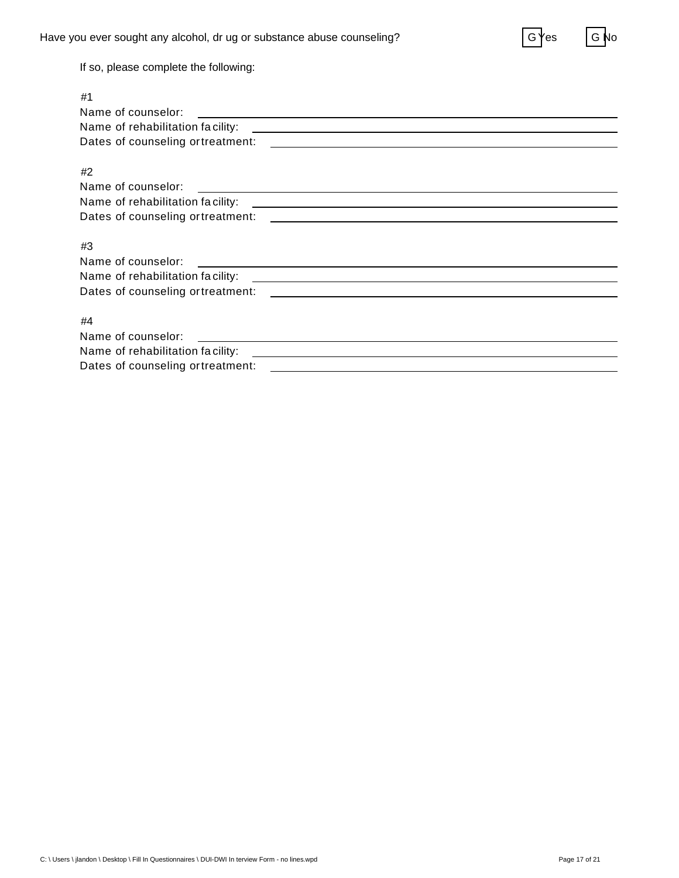Have you ever sought any alcohol, drug or substance abuse counseling? ☐ Yes ☐ No

If so, please complete the following:

#1

Name of counselor: ______________________________

Name of rehabilitation facility: ______________________________

Dates of counseling or treatment: ______________________________

#2

Name of counselor: ______________________________

Name of rehabilitation facility: ______________________________

Dates of counseling or treatment: ______________________________

#3

Name of counselor: ______________________________

Name of rehabilitation facility: ______________________________

Dates of counseling or treatment: ______________________________

#4

Name of counselor: ______________________________

Name of rehabilitation facility: ______________________________

Dates of counseling or treatment: ______________________________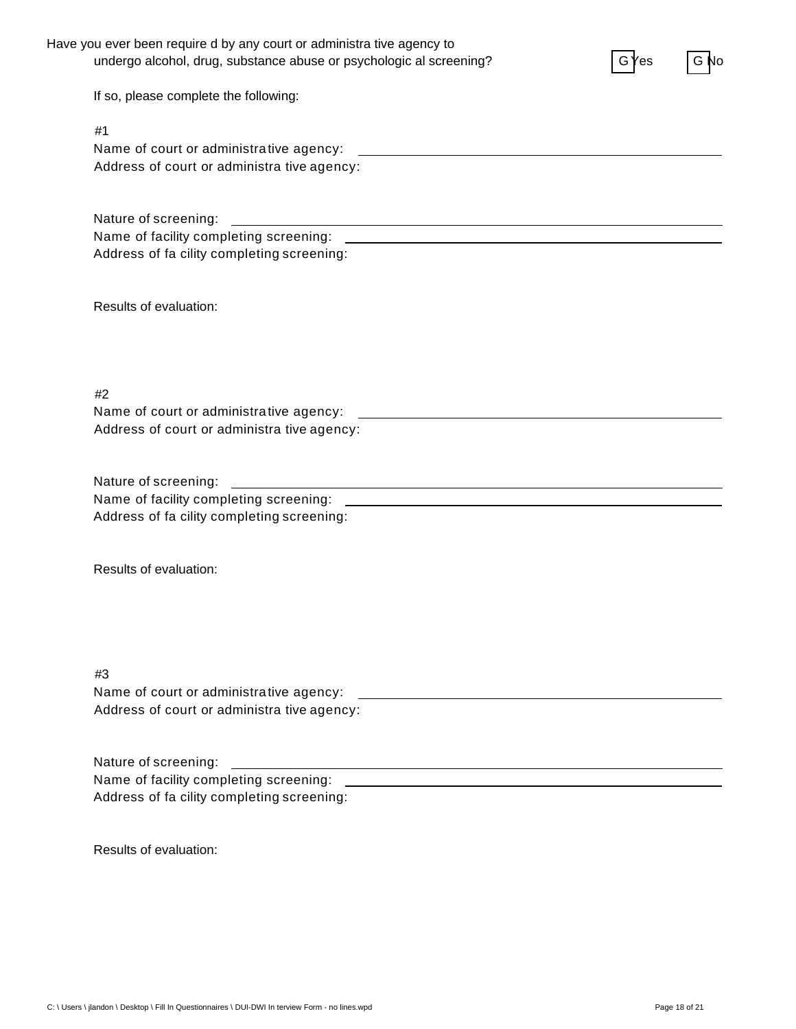Have you ever been required by any court or administrative agency to undergo alcohol, drug, substance abuse or psychological screening? ☐ Yes ☐ No

If so, please complete the following:

#1

Name of court or administrative agency: ______________________________

Address of court or administrative agency:

Nature of screening: ______________________________

Name of facility completing screening: ______________________________

Address of facility completing screening:

Results of evaluation:

#2

Name of court or administrative agency: ______________________________

Address of court or administrative agency:

Nature of screening: ______________________________

Name of facility completing screening: ______________________________

Address of facility completing screening:

Results of evaluation:

#3

Name of court or administrative agency: ______________________________

Address of court or administrative agency:

Nature of screening: ______________________________

Name of facility completing screening: ______________________________

Address of facility completing screening:

Results of evaluation: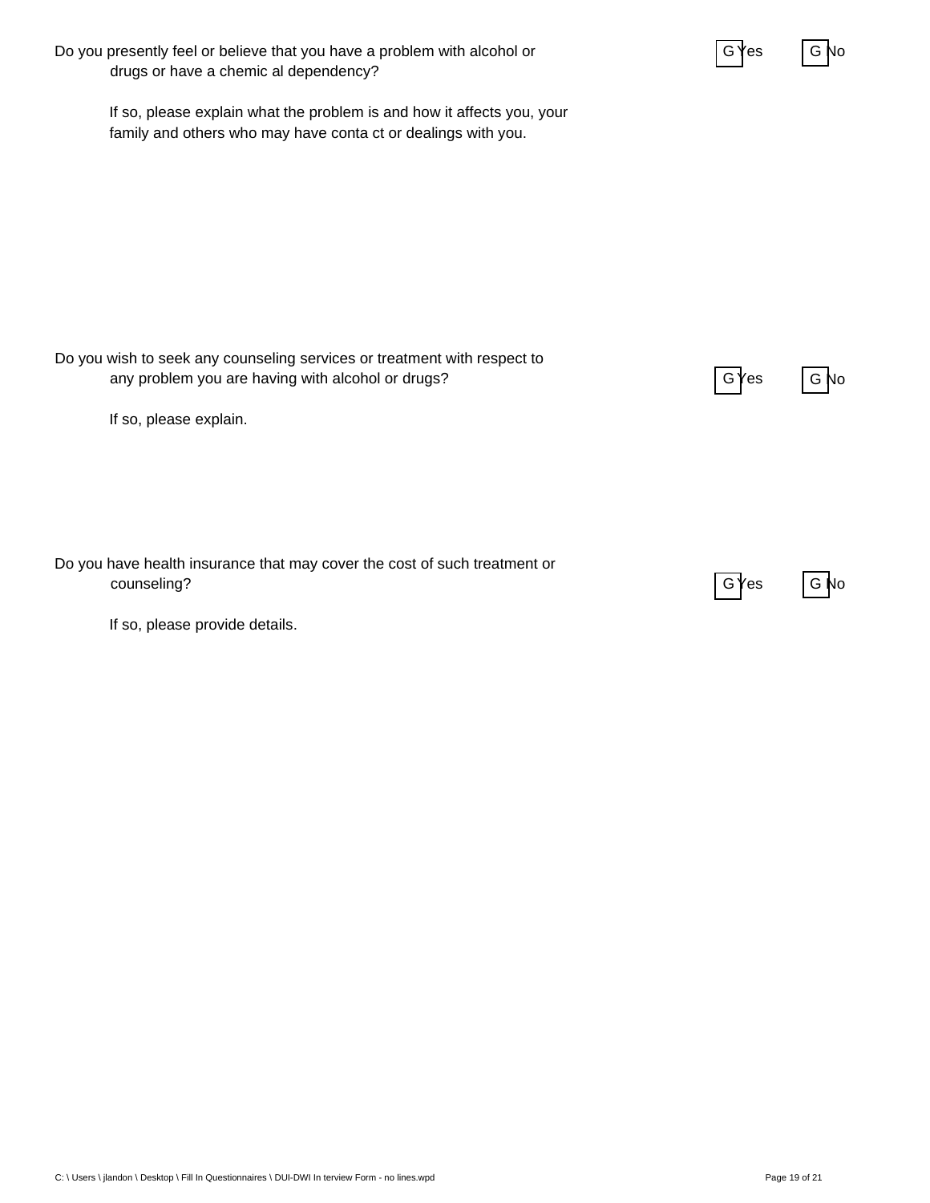Do you presently feel or believe that you have a problem with alcohol or drugs or have a chemic al dependency? G Yes G No

If so, please explain what the problem is and how it affects you, your family and others who may have conta ct or dealings with you.

Do you wish to seek any counseling services or treatment with respect to any problem you are having with alcohol or drugs? G Yes G No

If so, please explain.

Do you have health insurance that may cover the cost of such treatment or counseling? G Yes G No

If so, please provide details.

C: \ Users \ jlandon \ Desktop \ Fill In Questionnaires \ DUI-DWI In terview Form - no lines.wpd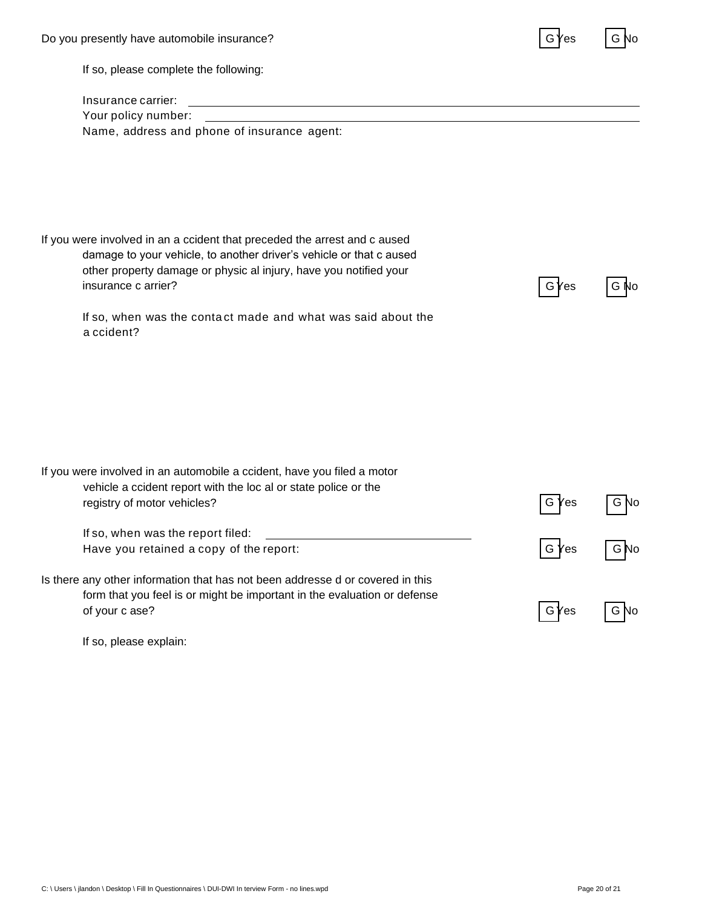Do you presently have automobile insurance? ☐ Yes ☐ No

If so, please complete the following:

Insurance carrier: ______________________________

Your policy number: ______________________________

Name, address and phone of insurance agent:

If you were involved in an accident that preceded the arrest and caused damage to your vehicle, to another driver's vehicle or that caused other property damage or physical injury, have you notified your insurance carrier? ☐ Yes ☐ No

If so, when was the contact made and what was said about the accident?

If you were involved in an automobile accident, have you filed a motor vehicle accident report with the local or state police or the registry of motor vehicles? ☐ Yes ☐ No

If so, when was the report filed: ______________________________

Have you retained a copy of the report: ☐ Yes ☐ No

Is there any other information that has not been addressed or covered in this form that you feel is or might be important in the evaluation or defense of your case? ☐ Yes ☐ No

If so, please explain: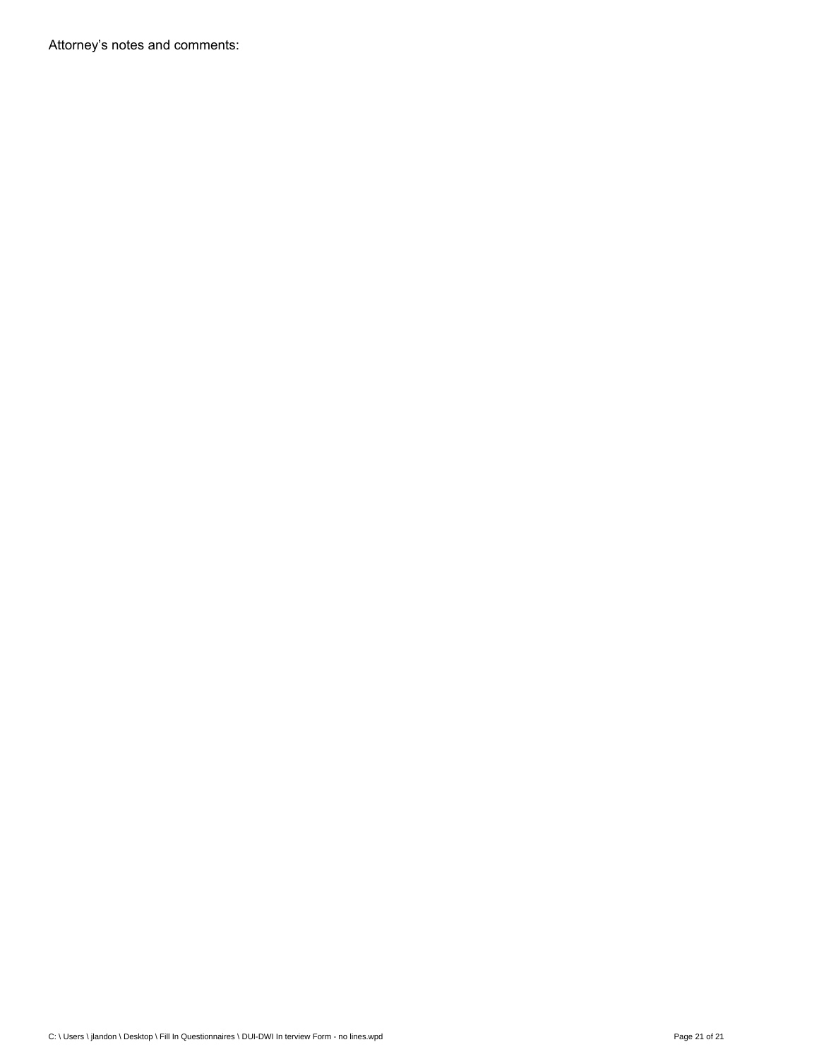Attorney's notes and comments: